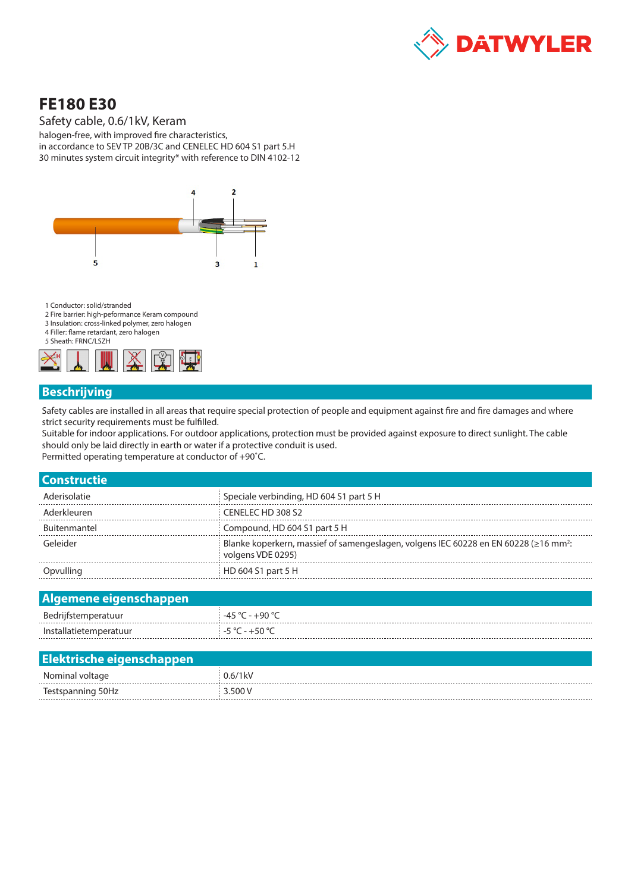# FE180 E30

Safety cable, 0.6/1kV, Keram

halogen-free, with improved fire characteristics,
in accordance to SEV TP 20B/3C and CENELEC HD 604 S1 part 5.H
30 minutes system circuit integrity* with reference to DIN 4102-12

1 Conductor: solid/stranded
2 Fire barrier: high-peformance Keram compound
3 Insulation: cross-linked polymer, zero halogen
4 Filler: flame retardant, zero halogen
5 Sheath: FRNC/LSZH

## Beschrijving

Safety cables are installed in all areas that require special protection of people and equipment against fire and fire damages and where strict security requirements must be fulfilled.
Suitable for indoor applications. For outdoor applications, protection must be provided against exposure to direct sunlight. The cable should only be laid directly in earth or water if a protective conduit is used.
Permitted operating temperature at conductor of +90˚C.

## Constructie

| | |
|---|---|
| Aderisolatie | Speciale verbinding, HD 604 S1 part 5 H |
| Aderkleuren | CENELEC HD 308 S2 |
| Buitenmantel | Compound, HD 604 S1 part 5 H |
| Geleider | Blanke koperkern, massief of samengeslagen, volgens IEC 60228 en EN 60228 (≥16 mm²: volgens VDE 0295) |
| Opvulling | HD 604 S1 part 5 H |

## Algemene eigenschappen

| | |
|---|---|
| Bedrijfstemperatuur | -45 °C - +90 °C |
| Installatietemperatuur | -5 °C - +50 °C |

## Elektrische eigenschappen

| | |
|---|---|
| Nominal voltage | 0.6/1kV |
| Testspanning 50Hz | 3.500 V |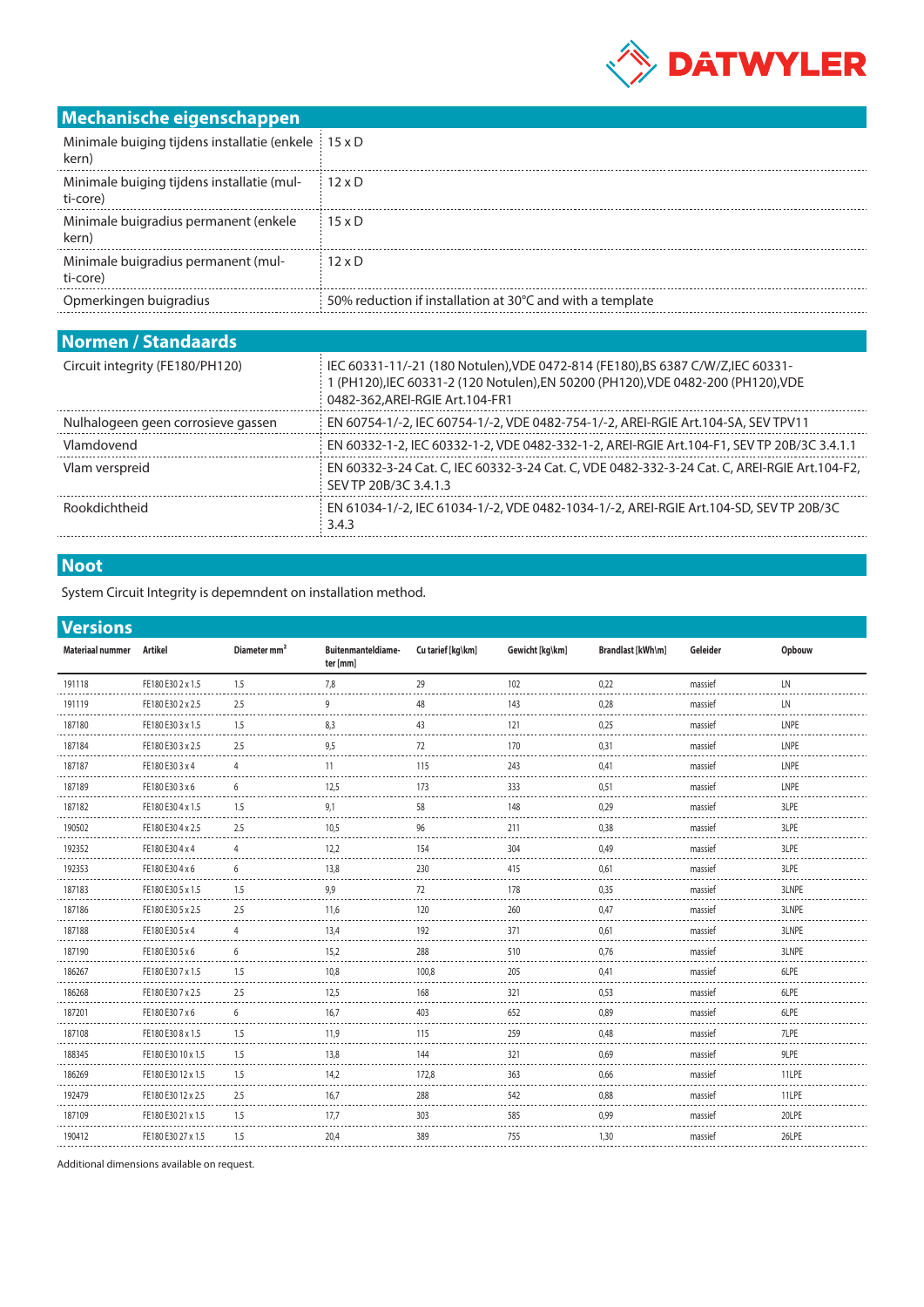## Mechanische eigenschappen

| | |
|---|---|
| Minimale buiging tijdens installatie (enkele kern) | 15 x D |
| Minimale buiging tijdens installatie (multi-core) | 12 x D |
| Minimale buigradius permanent (enkele kern) | 15 x D |
| Minimale buigradius permanent (multi-core) | 12 x D |
| Opmerkingen buigradius | 50% reduction if installation at 30°C and with a template |

## Normen / Standaards

| | |
|---|---|
| Circuit integrity (FE180/PH120) | IEC 60331-11/-21 (180 Notulen),VDE 0472-814 (FE180),BS 6387 C/W/Z,IEC 60331-1 (PH120),IEC 60331-2 (120 Notulen),EN 50200 (PH120),VDE 0482-200 (PH120),VDE 0482-362,AREI-RGIE Art.104-FR1 |
| Nulhalogeen geen corrosieve gassen | EN 60754-1/-2, IEC 60754-1/-2, VDE 0482-754-1/-2, AREI-RGIE Art.104-SA, SEV TPV11 |
| Vlamdovend | EN 60332-1-2, IEC 60332-1-2, VDE 0482-332-1-2, AREI-RGIE Art.104-F1, SEV TP 20B/3C 3.4.1.1 |
| Vlam verspreid | EN 60332-3-24 Cat. C, IEC 60332-3-24 Cat. C, VDE 0482-332-3-24 Cat. C, AREI-RGIE Art.104-F2, SEV TP 20B/3C 3.4.1.3 |
| Rookdichtheid | EN 61034-1/-2, IEC 61034-1/-2, VDE 0482-1034-1/-2, AREI-RGIE Art.104-SD, SEV TP 20B/3C 3.4.3 |

## Noot

System Circuit Integrity is depemndent on installation method.

## Versions

| Materiaal nummer | Artikel | Diameter mm² | Buitenmanteldiameter [mm] | Cu tarief [kg\km] | Gewicht [kg\km] | Brandlast [kWh\m] | Geleider | Opbouw |
|---|---|---|---|---|---|---|---|---|
| 191118 | FE180 E30 2 x 1.5 | 1.5 | 7,8 | 29 | 102 | 0,22 | massief | LN |
| 191119 | FE180 E30 2 x 2.5 | 2.5 | 9 | 48 | 143 | 0,28 | massief | LN |
| 187180 | FE180 E30 3 x 1.5 | 1.5 | 8,3 | 43 | 121 | 0,25 | massief | LNPE |
| 187184 | FE180 E30 3 x 2.5 | 2.5 | 9,5 | 72 | 170 | 0,31 | massief | LNPE |
| 187187 | FE180 E30 3 x 4 | 4 | 11 | 115 | 243 | 0,41 | massief | LNPE |
| 187189 | FE180 E30 3 x 6 | 6 | 12,5 | 173 | 333 | 0,51 | massief | LNPE |
| 187182 | FE180 E30 4 x 1.5 | 1.5 | 9,1 | 58 | 148 | 0,29 | massief | 3LPE |
| 190502 | FE180 E30 4 x 2.5 | 2.5 | 10,5 | 96 | 211 | 0,38 | massief | 3LPE |
| 192352 | FE180 E30 4 x 4 | 4 | 12,2 | 154 | 304 | 0,49 | massief | 3LPE |
| 192353 | FE180 E30 4 x 6 | 6 | 13,8 | 230 | 415 | 0,61 | massief | 3LPE |
| 187183 | FE180 E30 5 x 1.5 | 1.5 | 9,9 | 72 | 178 | 0,35 | massief | 3LNPE |
| 187186 | FE180 E30 5 x 2.5 | 2.5 | 11,6 | 120 | 260 | 0,47 | massief | 3LNPE |
| 187188 | FE180 E30 5 x 4 | 4 | 13,4 | 192 | 371 | 0,61 | massief | 3LNPE |
| 187190 | FE180 E30 5 x 6 | 6 | 15,2 | 288 | 510 | 0,76 | massief | 3LNPE |
| 186267 | FE180 E30 7 x 1.5 | 1.5 | 10,8 | 100,8 | 205 | 0,41 | massief | 6LPE |
| 186268 | FE180 E30 7 x 2.5 | 2.5 | 12,5 | 168 | 321 | 0,53 | massief | 6LPE |
| 187201 | FE180 E30 7 x 6 | 6 | 16,7 | 403 | 652 | 0,89 | massief | 6LPE |
| 187108 | FE180 E30 8 x 1.5 | 1.5 | 11,9 | 115 | 259 | 0,48 | massief | 7LPE |
| 188345 | FE180 E30 10 x 1.5 | 1.5 | 13,8 | 144 | 321 | 0,69 | massief | 9LPE |
| 186269 | FE180 E30 12 x 1.5 | 1.5 | 14,2 | 172,8 | 363 | 0,66 | massief | 11LPE |
| 192479 | FE180 E30 12 x 2.5 | 2.5 | 16,7 | 288 | 542 | 0,88 | massief | 11LPE |
| 187109 | FE180 E30 21 x 1.5 | 1.5 | 17,7 | 303 | 585 | 0,99 | massief | 20LPE |
| 190412 | FE180 E30 27 x 1.5 | 1.5 | 20,4 | 389 | 755 | 1,30 | massief | 26LPE |

Additional dimensions available on request.